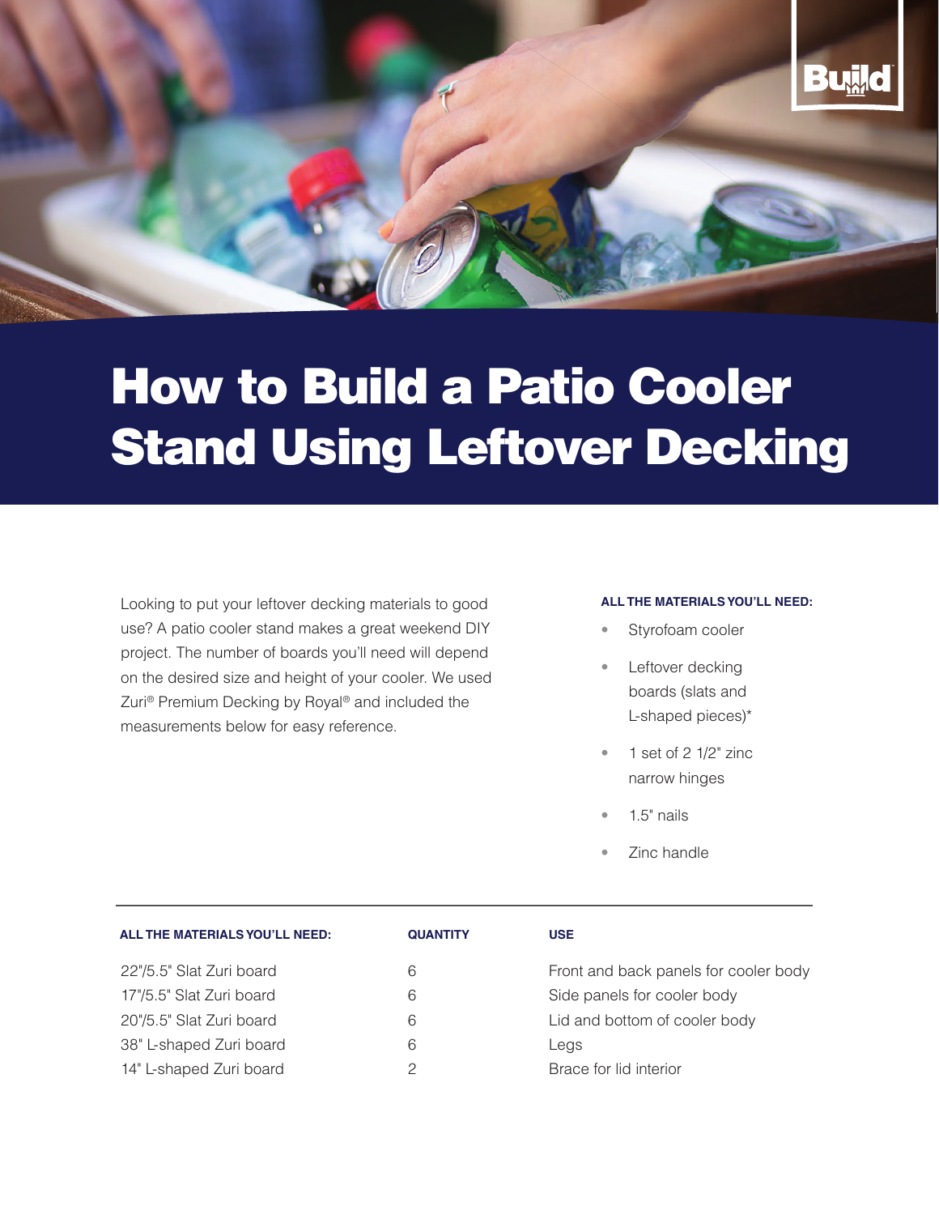# How to Build a Patio Cooler Stand Using Leftover Decking

Looking to put your leftover decking materials to good use? A patio cooler stand makes a great weekend DIY project. The number of boards you'll need will depend on the desired size and height of your cooler. We used Zuri® Premium Decking by Royal® and included the measurements below for easy reference.

**ALL THE MATERIALS YOU'LL NEED:**

- Styrofoam cooler
- Leftover decking boards (slats and L-shaped pieces)*
- 1 set of 2 1/2" zinc narrow hinges
- 1.5" nails
- Zinc handle

| ALL THE MATERIALS YOU'LL NEED: | QUANTITY | USE |
|---|---|---|
| 22"/5.5" Slat Zuri board | 6 | Front and back panels for cooler body |
| 17"/5.5" Slat Zuri board | 6 | Side panels for cooler body |
| 20"/5.5" Slat Zuri board | 6 | Lid and bottom of cooler body |
| 38" L-shaped Zuri board | 6 | Legs |
| 14" L-shaped Zuri board | 2 | Brace for lid interior |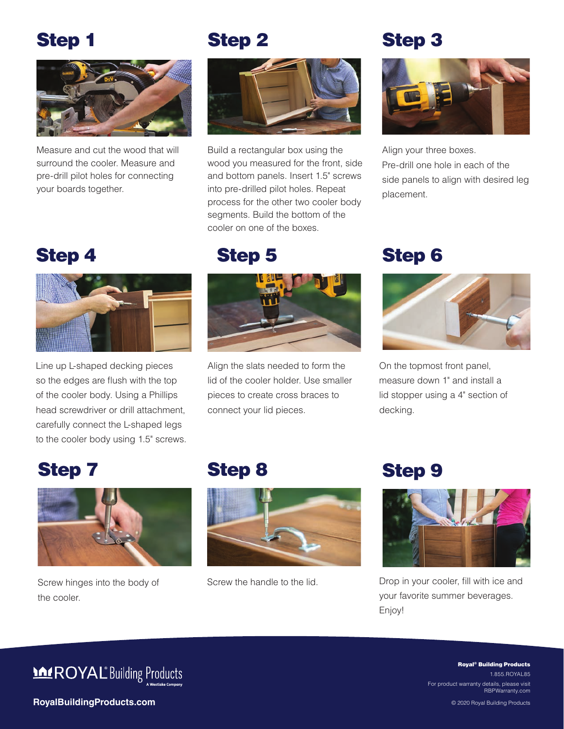## Step 1

Measure and cut the wood that will surround the cooler. Measure and pre-drill pilot holes for connecting your boards together.

## Step 2

Build a rectangular box using the wood you measured for the front, side and bottom panels. Insert 1.5" screws into pre-drilled pilot holes. Repeat process for the other two cooler body segments. Build the bottom of the cooler on one of the boxes.

## Step 3

Align your three boxes.
Pre-drill one hole in each of the side panels to align with desired leg placement.

## Step 4

Line up L-shaped decking pieces so the edges are flush with the top of the cooler body. Using a Phillips head screwdriver or drill attachment, carefully connect the L-shaped legs to the cooler body using 1.5" screws.

## Step 5

Align the slats needed to form the lid of the cooler holder. Use smaller pieces to create cross braces to connect your lid pieces.

## Step 6

On the topmost front panel, measure down 1" and install a lid stopper using a 4" section of decking.

## Step 7

Screw hinges into the body of the cooler.

## Step 8

Screw the handle to the lid.

## Step 9

Drop in your cooler, fill with ice and your favorite summer beverages. Enjoy!

ROYAL® Building Products
A Westlake Company

RoyalBuildingProducts.com

**Royal® Building Products**
1.855.ROYAL85
For product warranty details, please visit RBPWarranty.com

© 2020 Royal Building Products